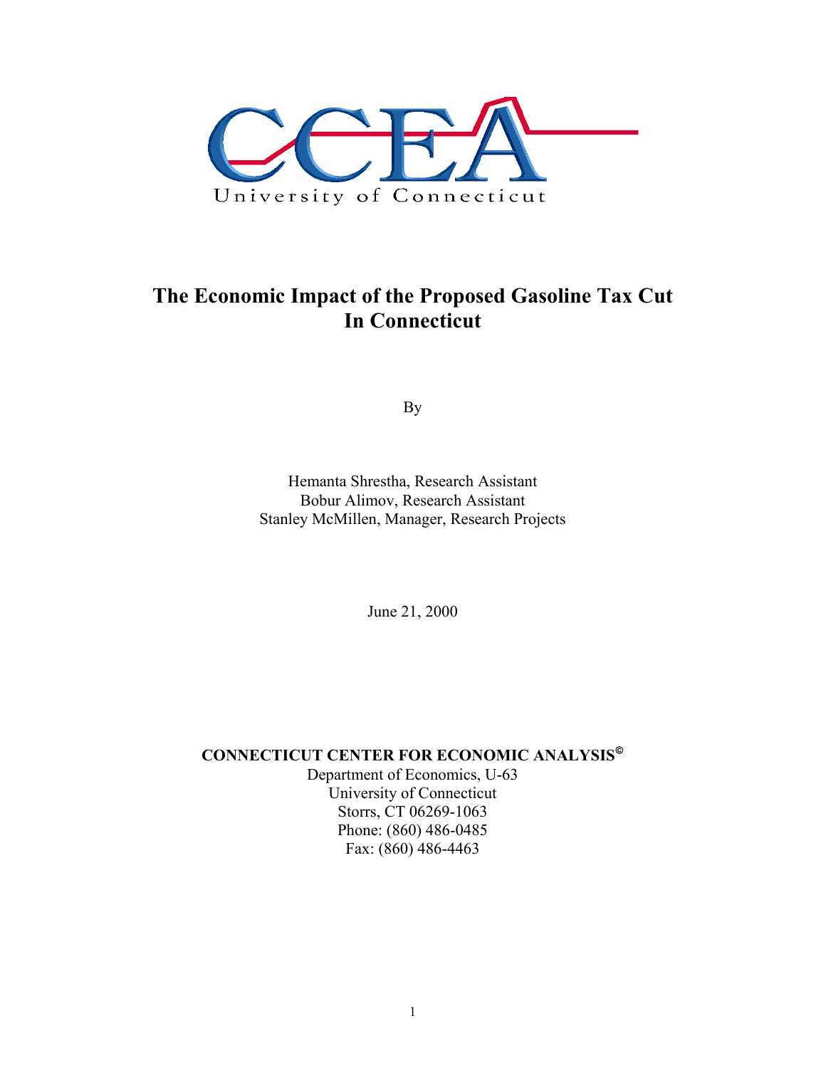CCEA

University of Connecticut

# The Economic Impact of the Proposed Gasoline Tax Cut In Connecticut

By

Hemanta Shrestha, Research Assistant
Bobur Alimov, Research Assistant
Stanley McMillen, Manager, Research Projects

June 21, 2000

**CONNECTICUT CENTER FOR ECONOMIC ANALYSIS©**
Department of Economics, U-63
University of Connecticut
Storrs, CT 06269-1063
Phone: (860) 486-0485
Fax: (860) 486-4463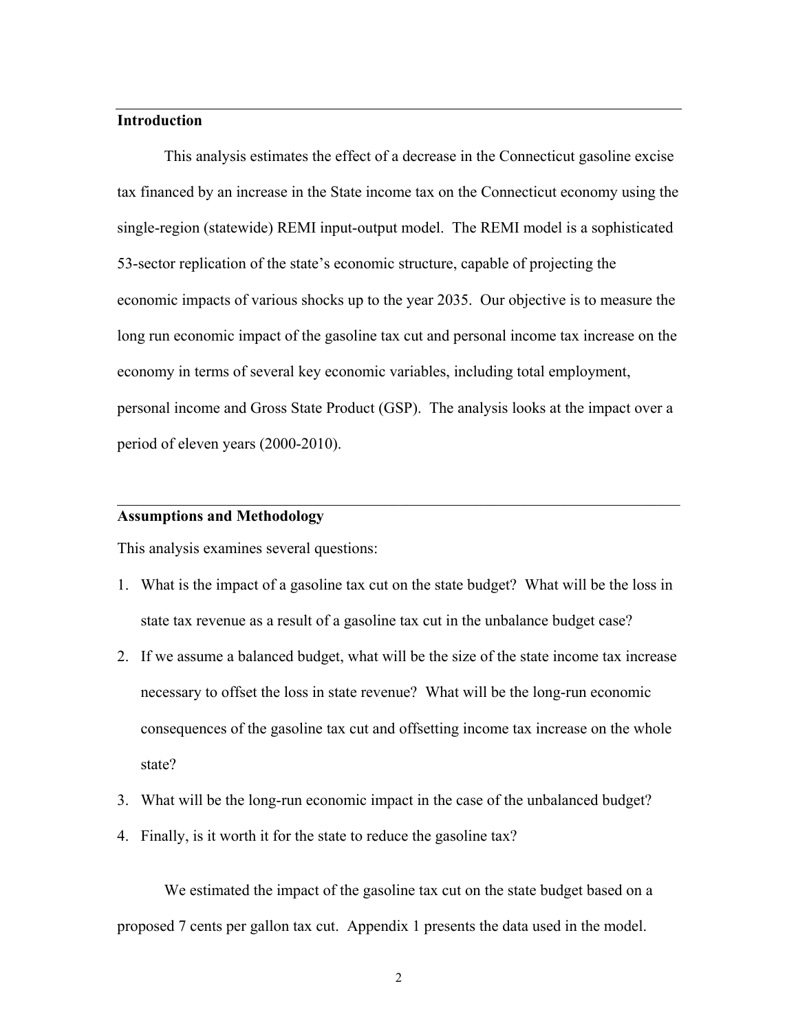## Introduction

This analysis estimates the effect of a decrease in the Connecticut gasoline excise tax financed by an increase in the State income tax on the Connecticut economy using the single-region (statewide) REMI input-output model. The REMI model is a sophisticated 53-sector replication of the state's economic structure, capable of projecting the economic impacts of various shocks up to the year 2035. Our objective is to measure the long run economic impact of the gasoline tax cut and personal income tax increase on the economy in terms of several key economic variables, including total employment, personal income and Gross State Product (GSP). The analysis looks at the impact over a period of eleven years (2000-2010).

## Assumptions and Methodology

This analysis examines several questions:

1. What is the impact of a gasoline tax cut on the state budget? What will be the loss in state tax revenue as a result of a gasoline tax cut in the unbalance budget case?
2. If we assume a balanced budget, what will be the size of the state income tax increase necessary to offset the loss in state revenue? What will be the long-run economic consequences of the gasoline tax cut and offsetting income tax increase on the whole state?
3. What will be the long-run economic impact in the case of the unbalanced budget?
4. Finally, is it worth it for the state to reduce the gasoline tax?

We estimated the impact of the gasoline tax cut on the state budget based on a proposed 7 cents per gallon tax cut. Appendix 1 presents the data used in the model.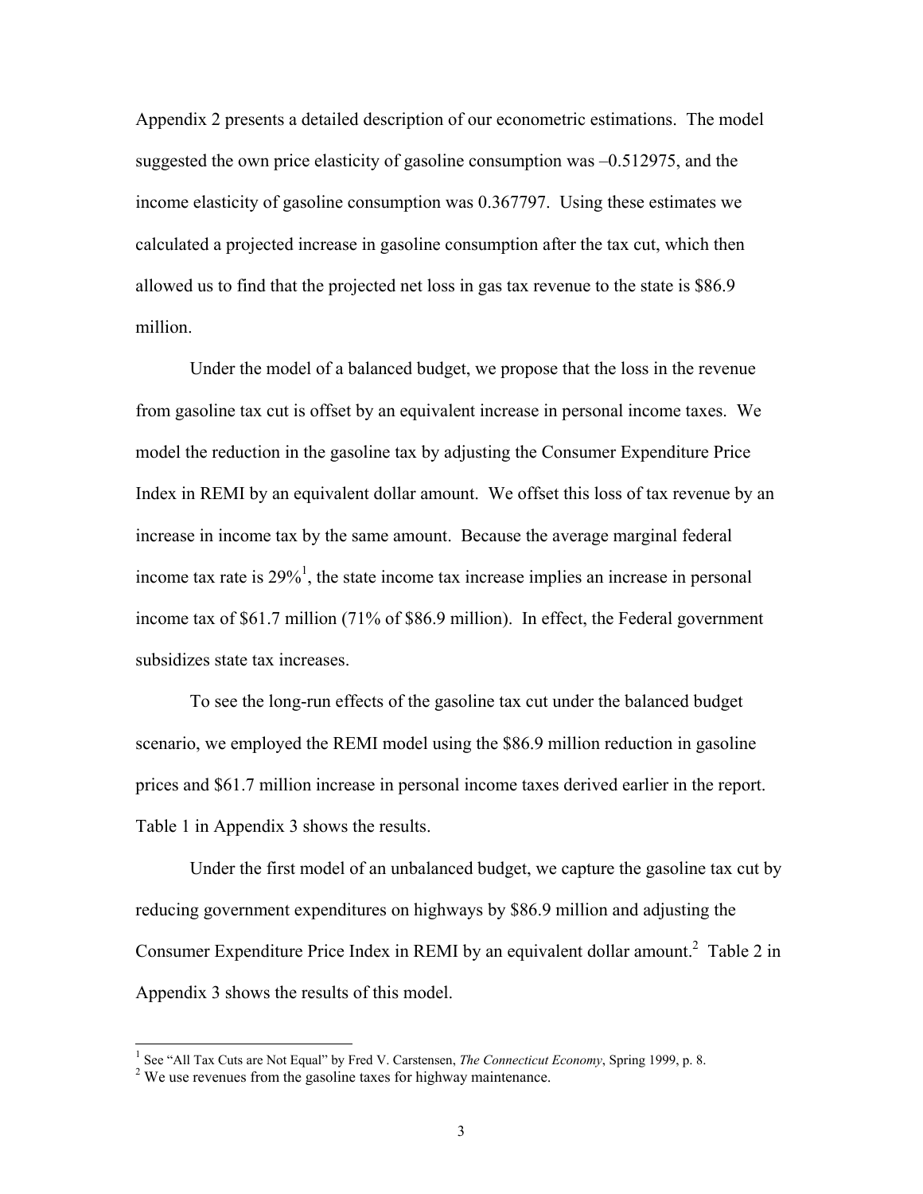Appendix 2 presents a detailed description of our econometric estimations. The model suggested the own price elasticity of gasoline consumption was –0.512975, and the income elasticity of gasoline consumption was 0.367797. Using these estimates we calculated a projected increase in gasoline consumption after the tax cut, which then allowed us to find that the projected net loss in gas tax revenue to the state is $86.9 million.

Under the model of a balanced budget, we propose that the loss in the revenue from gasoline tax cut is offset by an equivalent increase in personal income taxes. We model the reduction in the gasoline tax by adjusting the Consumer Expenditure Price Index in REMI by an equivalent dollar amount. We offset this loss of tax revenue by an increase in income tax by the same amount. Because the average marginal federal income tax rate is 29%[1], the state income tax increase implies an increase in personal income tax of $61.7 million (71% of $86.9 million). In effect, the Federal government subsidizes state tax increases.

To see the long-run effects of the gasoline tax cut under the balanced budget scenario, we employed the REMI model using the $86.9 million reduction in gasoline prices and $61.7 million increase in personal income taxes derived earlier in the report. Table 1 in Appendix 3 shows the results.

Under the first model of an unbalanced budget, we capture the gasoline tax cut by reducing government expenditures on highways by $86.9 million and adjusting the Consumer Expenditure Price Index in REMI by an equivalent dollar amount.[2] Table 2 in Appendix 3 shows the results of this model.

---

[1] See "All Tax Cuts are Not Equal" by Fred V. Carstensen, *The Connecticut Economy*, Spring 1999, p. 8.

[2] We use revenues from the gasoline taxes for highway maintenance.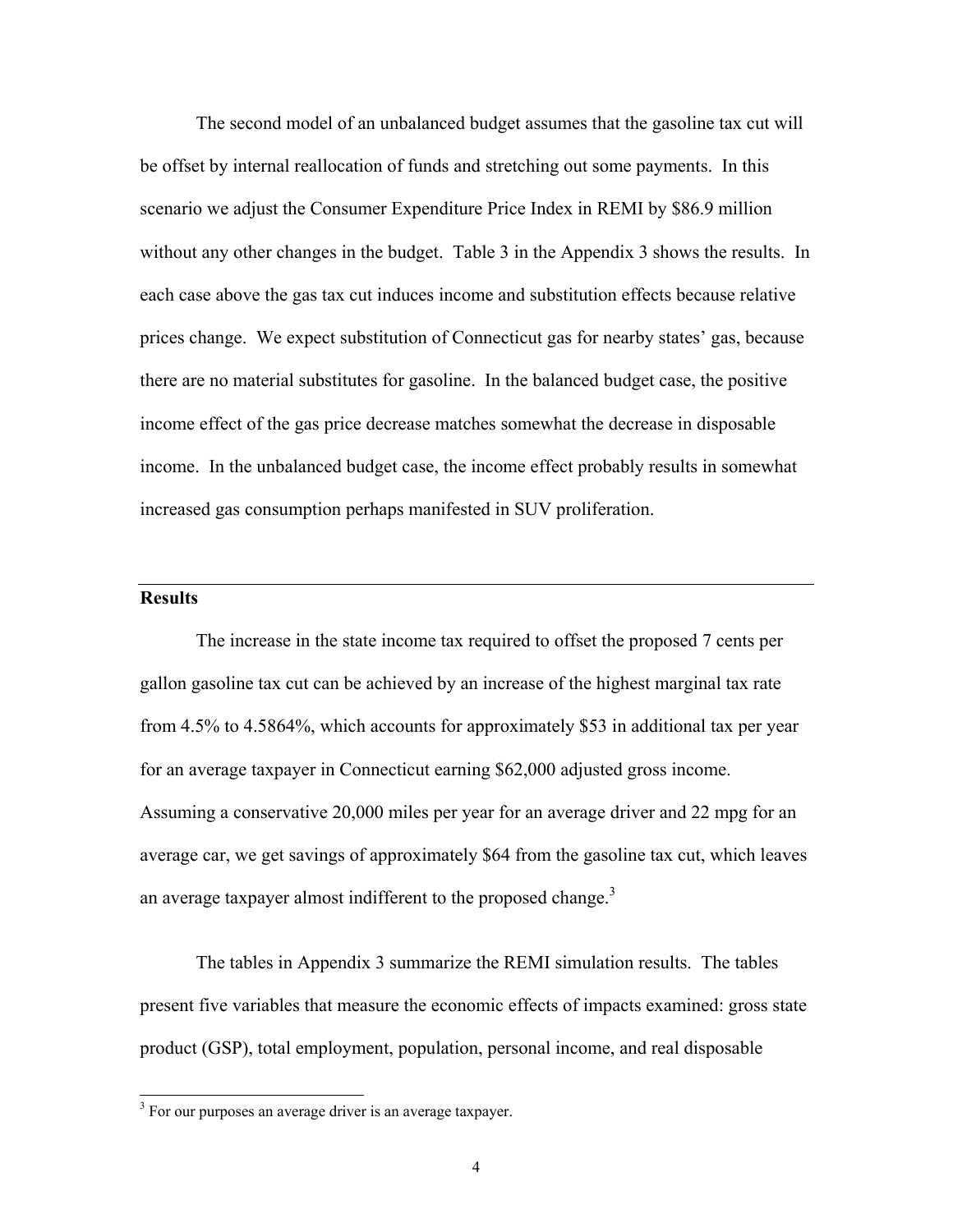The second model of an unbalanced budget assumes that the gasoline tax cut will be offset by internal reallocation of funds and stretching out some payments. In this scenario we adjust the Consumer Expenditure Price Index in REMI by $86.9 million without any other changes in the budget. Table 3 in the Appendix 3 shows the results. In each case above the gas tax cut induces income and substitution effects because relative prices change. We expect substitution of Connecticut gas for nearby states' gas, because there are no material substitutes for gasoline. In the balanced budget case, the positive income effect of the gas price decrease matches somewhat the decrease in disposable income. In the unbalanced budget case, the income effect probably results in somewhat increased gas consumption perhaps manifested in SUV proliferation.

---

**Results**

The increase in the state income tax required to offset the proposed 7 cents per gallon gasoline tax cut can be achieved by an increase of the highest marginal tax rate from 4.5% to 4.5864%, which accounts for approximately $53 in additional tax per year for an average taxpayer in Connecticut earning $62,000 adjusted gross income. Assuming a conservative 20,000 miles per year for an average driver and 22 mpg for an average car, we get savings of approximately $64 from the gasoline tax cut, which leaves an average taxpayer almost indifferent to the proposed change.[3]

The tables in Appendix 3 summarize the REMI simulation results. The tables present five variables that measure the economic effects of impacts examined: gross state product (GSP), total employment, population, personal income, and real disposable

[3] For our purposes an average driver is an average taxpayer.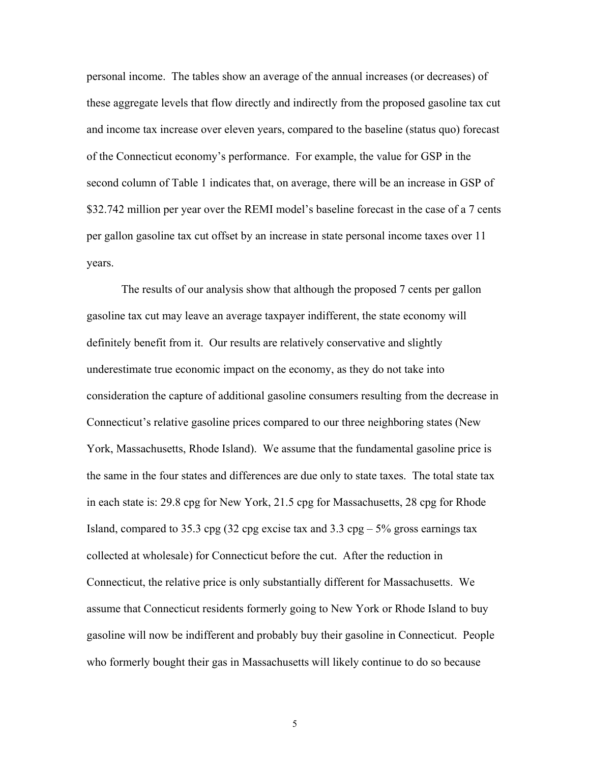personal income. The tables show an average of the annual increases (or decreases) of these aggregate levels that flow directly and indirectly from the proposed gasoline tax cut and income tax increase over eleven years, compared to the baseline (status quo) forecast of the Connecticut economy's performance. For example, the value for GSP in the second column of Table 1 indicates that, on average, there will be an increase in GSP of $32.742 million per year over the REMI model's baseline forecast in the case of a 7 cents per gallon gasoline tax cut offset by an increase in state personal income taxes over 11 years.

The results of our analysis show that although the proposed 7 cents per gallon gasoline tax cut may leave an average taxpayer indifferent, the state economy will definitely benefit from it. Our results are relatively conservative and slightly underestimate true economic impact on the economy, as they do not take into consideration the capture of additional gasoline consumers resulting from the decrease in Connecticut's relative gasoline prices compared to our three neighboring states (New York, Massachusetts, Rhode Island). We assume that the fundamental gasoline price is the same in the four states and differences are due only to state taxes. The total state tax in each state is: 29.8 cpg for New York, 21.5 cpg for Massachusetts, 28 cpg for Rhode Island, compared to 35.3 cpg (32 cpg excise tax and 3.3 cpg – 5% gross earnings tax collected at wholesale) for Connecticut before the cut. After the reduction in Connecticut, the relative price is only substantially different for Massachusetts. We assume that Connecticut residents formerly going to New York or Rhode Island to buy gasoline will now be indifferent and probably buy their gasoline in Connecticut. People who formerly bought their gas in Massachusetts will likely continue to do so because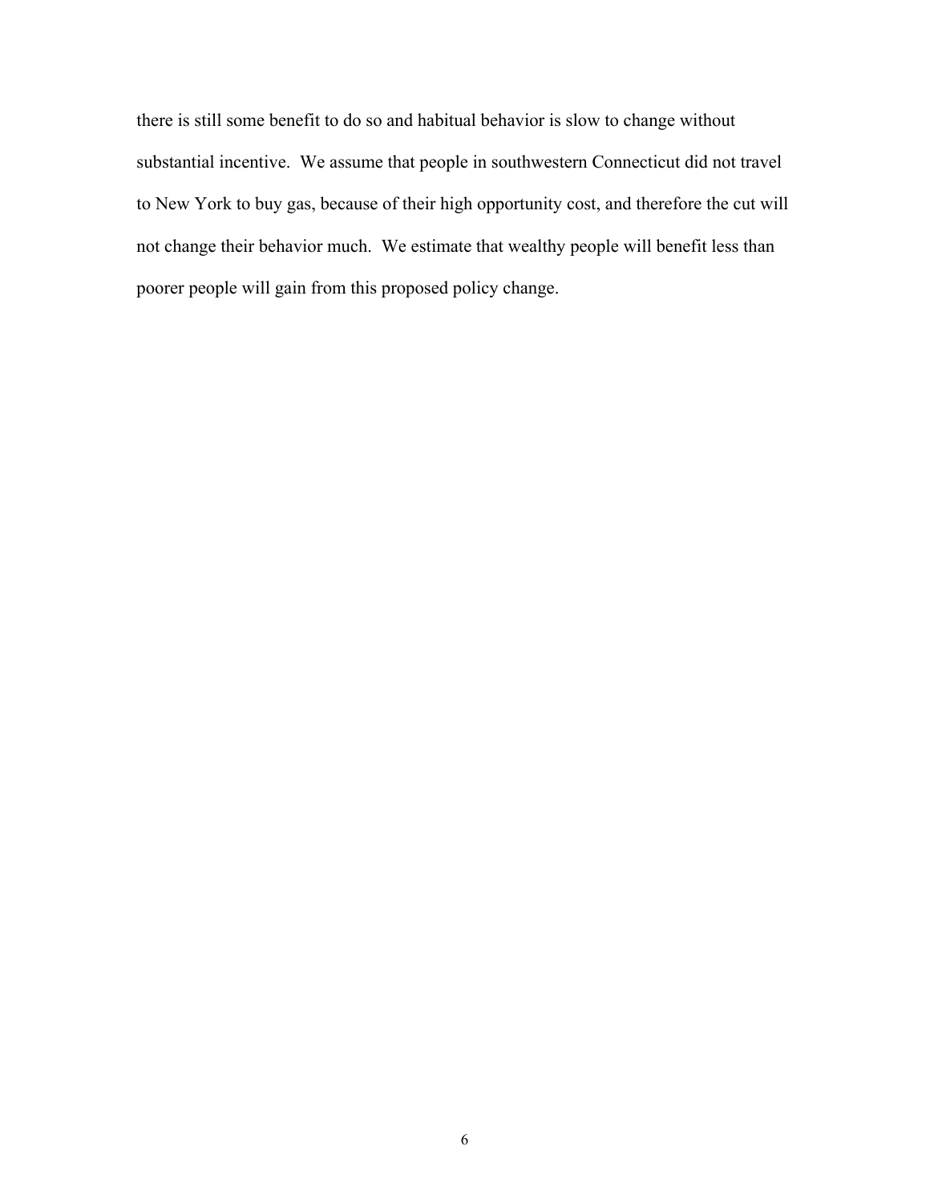there is still some benefit to do so and habitual behavior is slow to change without substantial incentive. We assume that people in southwestern Connecticut did not travel to New York to buy gas, because of their high opportunity cost, and therefore the cut will not change their behavior much. We estimate that wealthy people will benefit less than poorer people will gain from this proposed policy change.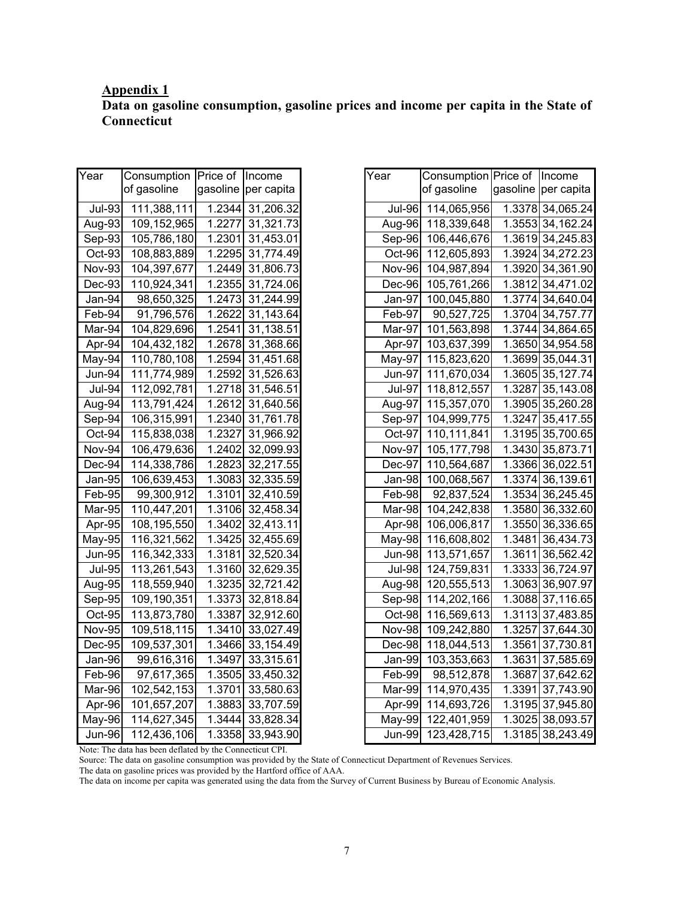**Appendix 1**

**Data on gasoline consumption, gasoline prices and income per capita in the State of Connecticut**

| Year | Consumption of gasoline | Price of gasoline | Income per capita |
|---|---|---|---|
| Jul-93 | 111,388,111 | 1.2344 | 31,206.32 |
| Aug-93 | 109,152,965 | 1.2277 | 31,321.73 |
| Sep-93 | 105,786,180 | 1.2301 | 31,453.01 |
| Oct-93 | 108,883,889 | 1.2295 | 31,774.49 |
| Nov-93 | 104,397,677 | 1.2449 | 31,806.73 |
| Dec-93 | 110,924,341 | 1.2355 | 31,724.06 |
| Jan-94 | 98,650,325 | 1.2473 | 31,244.99 |
| Feb-94 | 91,796,576 | 1.2622 | 31,143.64 |
| Mar-94 | 104,829,696 | 1.2541 | 31,138.51 |
| Apr-94 | 104,432,182 | 1.2678 | 31,368.66 |
| May-94 | 110,780,108 | 1.2594 | 31,451.68 |
| Jun-94 | 111,774,989 | 1.2592 | 31,526.63 |
| Jul-94 | 112,092,781 | 1.2718 | 31,546.51 |
| Aug-94 | 113,791,424 | 1.2612 | 31,640.56 |
| Sep-94 | 106,315,991 | 1.2340 | 31,761.78 |
| Oct-94 | 115,838,038 | 1.2327 | 31,966.92 |
| Nov-94 | 106,479,636 | 1.2402 | 32,099.93 |
| Dec-94 | 114,338,786 | 1.2823 | 32,217.55 |
| Jan-95 | 106,639,453 | 1.3083 | 32,335.59 |
| Feb-95 | 99,300,912 | 1.3101 | 32,410.59 |
| Mar-95 | 110,447,201 | 1.3106 | 32,458.34 |
| Apr-95 | 108,195,550 | 1.3402 | 32,413.11 |
| May-95 | 116,321,562 | 1.3425 | 32,455.69 |
| Jun-95 | 116,342,333 | 1.3181 | 32,520.34 |
| Jul-95 | 113,261,543 | 1.3160 | 32,629.35 |
| Aug-95 | 118,559,940 | 1.3235 | 32,721.42 |
| Sep-95 | 109,190,351 | 1.3373 | 32,818.84 |
| Oct-95 | 113,873,780 | 1.3387 | 32,912.60 |
| Nov-95 | 109,518,115 | 1.3410 | 33,027.49 |
| Dec-95 | 109,537,301 | 1.3466 | 33,154.49 |
| Jan-96 | 99,616,316 | 1.3497 | 33,315.61 |
| Feb-96 | 97,617,365 | 1.3505 | 33,450.32 |
| Mar-96 | 102,542,153 | 1.3701 | 33,580.63 |
| Apr-96 | 101,657,207 | 1.3883 | 33,707.59 |
| May-96 | 114,627,345 | 1.3444 | 33,828.34 |
| Jun-96 | 112,436,106 | 1.3358 | 33,943.90 |

| Year | Consumption of gasoline | Price of gasoline | Income per capita |
|---|---|---|---|
| Jul-96 | 114,065,956 | 1.3378 | 34,065.24 |
| Aug-96 | 118,339,648 | 1.3553 | 34,162.24 |
| Sep-96 | 106,446,676 | 1.3619 | 34,245.83 |
| Oct-96 | 112,605,893 | 1.3924 | 34,272.23 |
| Nov-96 | 104,987,894 | 1.3920 | 34,361.90 |
| Dec-96 | 105,761,266 | 1.3812 | 34,471.02 |
| Jan-97 | 100,045,880 | 1.3774 | 34,640.04 |
| Feb-97 | 90,527,725 | 1.3704 | 34,757.77 |
| Mar-97 | 101,563,898 | 1.3744 | 34,864.65 |
| Apr-97 | 103,637,399 | 1.3650 | 34,954.58 |
| May-97 | 115,823,620 | 1.3699 | 35,044.31 |
| Jun-97 | 111,670,034 | 1.3605 | 35,127.74 |
| Jul-97 | 118,812,557 | 1.3287 | 35,143.08 |
| Aug-97 | 115,357,070 | 1.3905 | 35,260.28 |
| Sep-97 | 104,999,775 | 1.3247 | 35,417.55 |
| Oct-97 | 110,111,841 | 1.3195 | 35,700.65 |
| Nov-97 | 105,177,798 | 1.3430 | 35,873.71 |
| Dec-97 | 110,564,687 | 1.3366 | 36,022.51 |
| Jan-98 | 100,068,567 | 1.3374 | 36,139.61 |
| Feb-98 | 92,837,524 | 1.3534 | 36,245.45 |
| Mar-98 | 104,242,838 | 1.3580 | 36,332.60 |
| Apr-98 | 106,006,817 | 1.3550 | 36,336.65 |
| May-98 | 116,608,802 | 1.3481 | 36,434.73 |
| Jun-98 | 113,571,657 | 1.3611 | 36,562.42 |
| Jul-98 | 124,759,831 | 1.3333 | 36,724.97 |
| Aug-98 | 120,555,513 | 1.3063 | 36,907.97 |
| Sep-98 | 114,202,166 | 1.3088 | 37,116.65 |
| Oct-98 | 116,569,613 | 1.3113 | 37,483.85 |
| Nov-98 | 109,242,880 | 1.3257 | 37,644.30 |
| Dec-98 | 118,044,513 | 1.3561 | 37,730.81 |
| Jan-99 | 103,353,663 | 1.3631 | 37,585.69 |
| Feb-99 | 98,512,878 | 1.3687 | 37,642.62 |
| Mar-99 | 114,970,435 | 1.3391 | 37,743.90 |
| Apr-99 | 114,693,726 | 1.3195 | 37,945.80 |
| May-99 | 122,401,959 | 1.3025 | 38,093.57 |
| Jun-99 | 123,428,715 | 1.3185 | 38,243.49 |

Note: The data has been deflated by the Connecticut CPI.
Source: The data on gasoline consumption was provided by the State of Connecticut Department of Revenues Services.
The data on gasoline prices was provided by the Hartford office of AAA.
The data on income per capita was generated using the data from the Survey of Current Business by Bureau of Economic Analysis.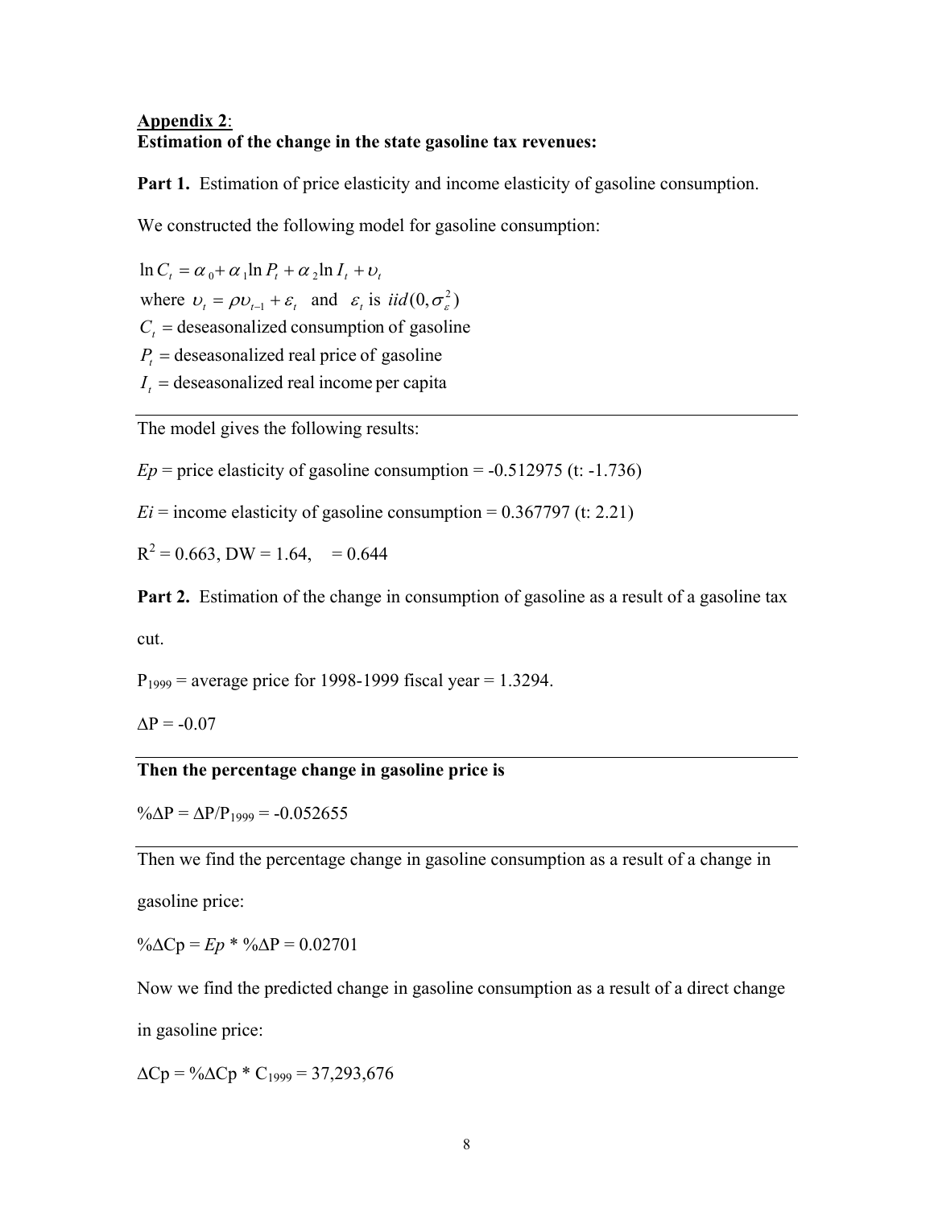**Appendix 2**:
**Estimation of the change in the state gasoline tax revenues:**

**Part 1.** Estimation of price elasticity and income elasticity of gasoline consumption.

We constructed the following model for gasoline consumption:

$$\ln C_t = \alpha_0 + \alpha_1 \ln P_t + \alpha_2 \ln I_t + \upsilon_t$$

where $\upsilon_t = \rho\upsilon_{t-1} + \varepsilon_t$ and $\varepsilon_t$ is $iid(0, \sigma_\varepsilon^2)$

$C_t$ = deseasonalized consumption of gasoline

$P_t$ = deseasonalized real price of gasoline

$I_t$ = deseasonalized real income per capita

---

The model gives the following results:

*Ep* = price elasticity of gasoline consumption = -0.512975 (t: -1.736)

*Ei* = income elasticity of gasoline consumption = 0.367797 (t: 2.21)

$R^2$ = 0.663, DW = 1.64, = 0.644

**Part 2.** Estimation of the change in consumption of gasoline as a result of a gasoline tax cut.

$P_{1999}$ = average price for 1998-1999 fiscal year = 1.3294.

$\Delta P$ = -0.07

---

**Then the percentage change in gasoline price is**

$\%\Delta P = \Delta P / P_{1999}$ = -0.052655

---

Then we find the percentage change in gasoline consumption as a result of a change in gasoline price:

$\%\Delta Cp = Ep * \%\Delta P$ = 0.02701

Now we find the predicted change in gasoline consumption as a result of a direct change in gasoline price:

$\Delta Cp = \%\Delta Cp * C_{1999}$ = 37,293,676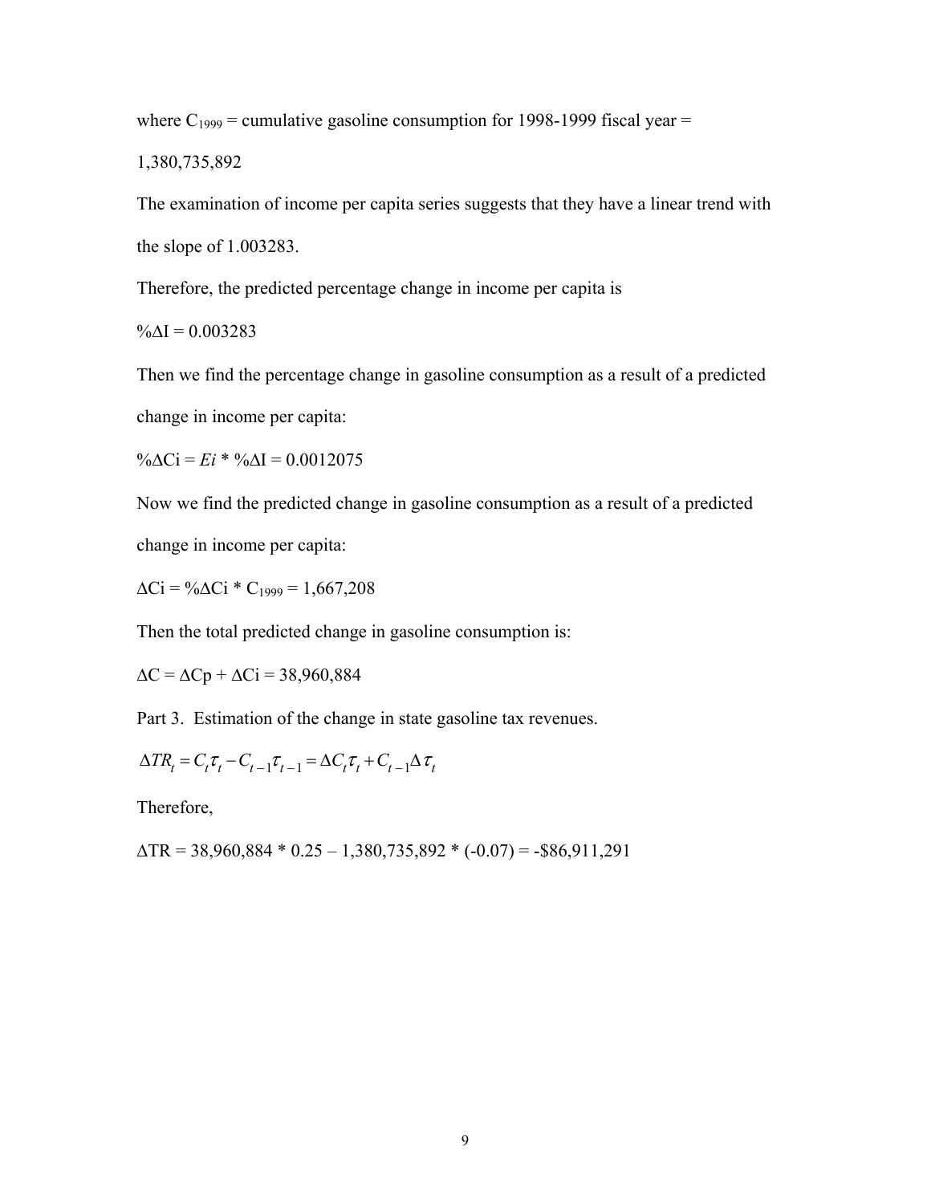where $C_{1999}$ = cumulative gasoline consumption for 1998-1999 fiscal year =

1,380,735,892

The examination of income per capita series suggests that they have a linear trend with the slope of 1.003283.

Therefore, the predicted percentage change in income per capita is

$\%\Delta I = 0.003283$

Then we find the percentage change in gasoline consumption as a result of a predicted change in income per capita:

$\%\Delta Ci = Ei * \%\Delta I = 0.0012075$

Now we find the predicted change in gasoline consumption as a result of a predicted change in income per capita:

$\Delta Ci = \%\Delta Ci * C_{1999} = 1{,}667{,}208$

Then the total predicted change in gasoline consumption is:

$\Delta C = \Delta Cp + \Delta Ci = 38{,}960{,}884$

Part 3. Estimation of the change in state gasoline tax revenues.

$$\Delta TR_t = C_t \tau_t - C_{t-1} \tau_{t-1} = \Delta C_t \tau_t + C_{t-1} \Delta \tau_t$$

Therefore,

$\Delta TR = 38{,}960{,}884 * 0.25 - 1{,}380{,}735{,}892 * (-0.07) = -\$86{,}911{,}291$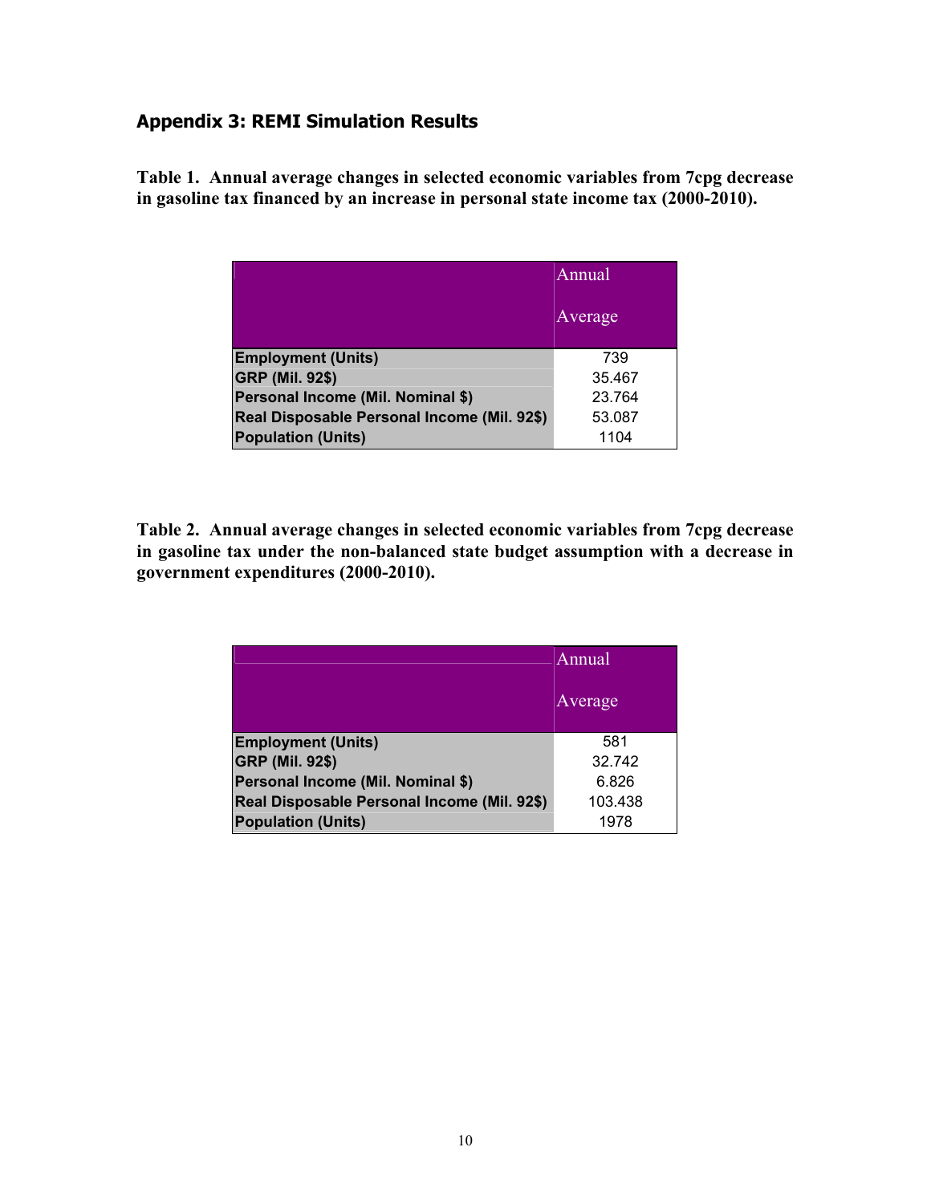## Appendix 3: REMI Simulation Results

**Table 1. Annual average changes in selected economic variables from 7cpg decrease in gasoline tax financed by an increase in personal state income tax (2000-2010).**

| | Annual Average |
|---|---|
| **Employment (Units)** | 739 |
| **GRP (Mil. 92$)** | 35.467 |
| **Personal Income (Mil. Nominal $)** | 23.764 |
| **Real Disposable Personal Income (Mil. 92$)** | 53.087 |
| **Population (Units)** | 1104 |

**Table 2. Annual average changes in selected economic variables from 7cpg decrease in gasoline tax under the non-balanced state budget assumption with a decrease in government expenditures (2000-2010).**

| | Annual Average |
|---|---|
| **Employment (Units)** | 581 |
| **GRP (Mil. 92$)** | 32.742 |
| **Personal Income (Mil. Nominal $)** | 6.826 |
| **Real Disposable Personal Income (Mil. 92$)** | 103.438 |
| **Population (Units)** | 1978 |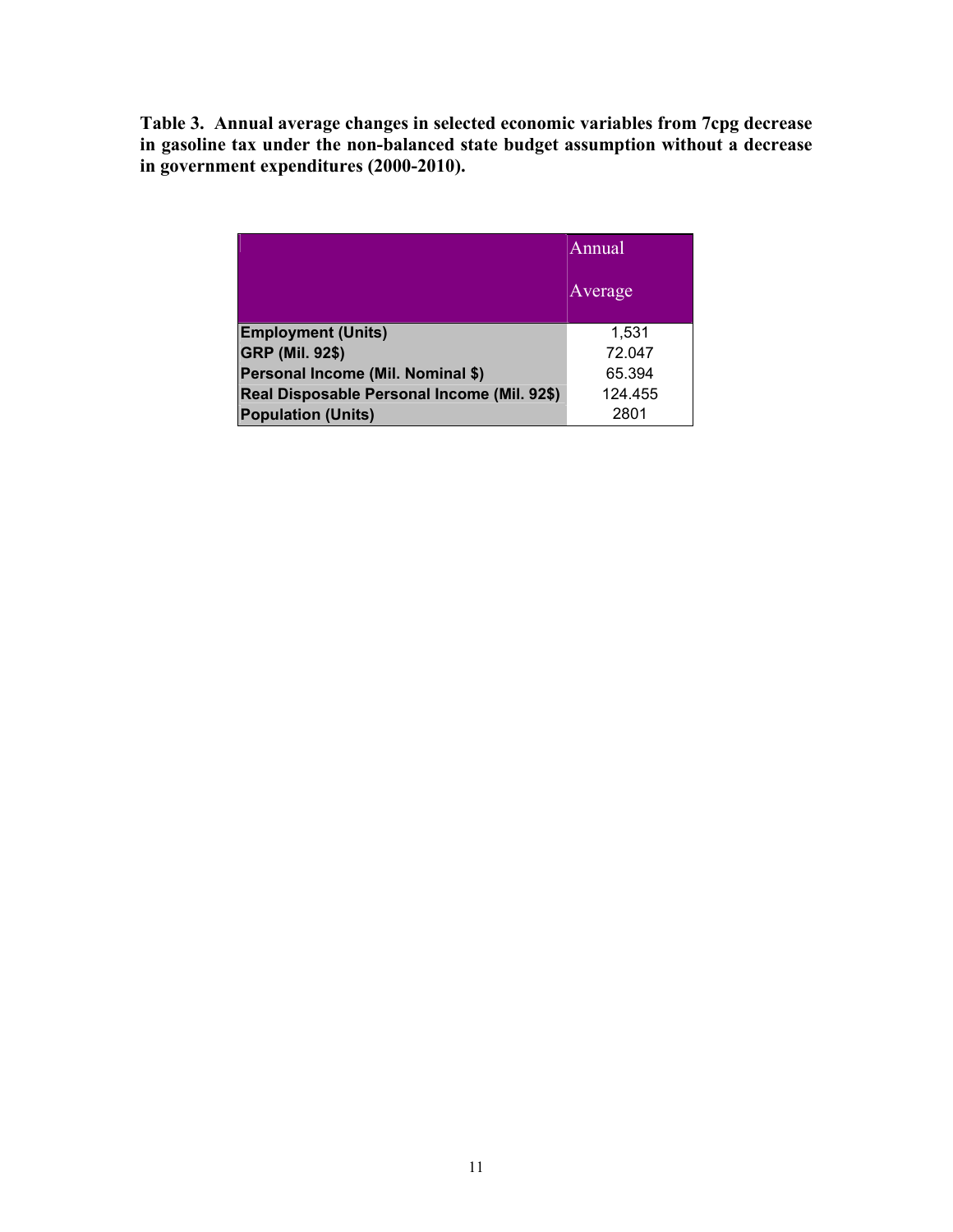**Table 3. Annual average changes in selected economic variables from 7cpg decrease in gasoline tax under the non-balanced state budget assumption without a decrease in government expenditures (2000-2010).**

| | Annual Average |
|---|---|
| **Employment (Units)** | 1,531 |
| **GRP (Mil. 92$)** | 72.047 |
| **Personal Income (Mil. Nominal $)** | 65.394 |
| **Real Disposable Personal Income (Mil. 92$)** | 124.455 |
| **Population (Units)** | 2801 |